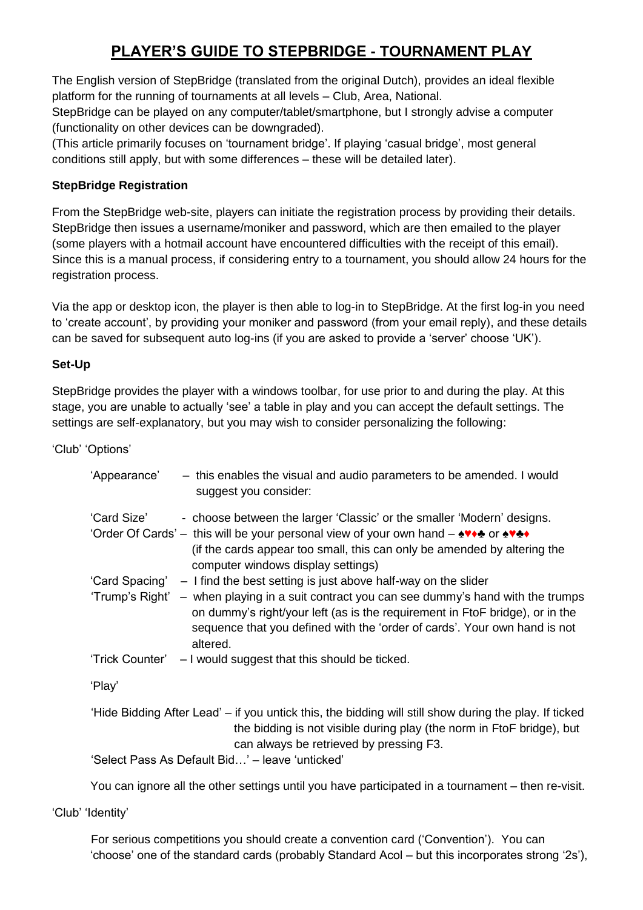# PLAYER'S GUIDE TO STEPBRIDGE - TOURNAMENT PLAY

The English version of StepBridge (translated from the original Dutch), provides an ideal flexible platform for the running of tournaments at all levels – Club, Area, National.
StepBridge can be played on any computer/tablet/smartphone, but I strongly advise a computer (functionality on other devices can be downgraded).
(This article primarily focuses on 'tournament bridge'. If playing 'casual bridge', most general conditions still apply, but with some differences – these will be detailed later).

**StepBridge Registration**

From the StepBridge web-site, players can initiate the registration process by providing their details. StepBridge then issues a username/moniker and password, which are then emailed to the player (some players with a hotmail account have encountered difficulties with the receipt of this email). Since this is a manual process, if considering entry to a tournament, you should allow 24 hours for the registration process.

Via the app or desktop icon, the player is then able to log-in to StepBridge. At the first log-in you need to 'create account', by providing your moniker and password (from your email reply), and these details can be saved for subsequent auto log-ins (if you are asked to provide a 'server' choose 'UK').

**Set-Up**

StepBridge provides the player with a windows toolbar, for use prior to and during the play. At this stage, you are unable to actually 'see' a table in play and you can accept the default settings. The settings are self-explanatory, but you may wish to consider personalizing the following:

'Club' 'Options'

'Appearance' – this enables the visual and audio parameters to be amended. I would suggest you consider:

'Card Size' - choose between the larger 'Classic' or the smaller 'Modern' designs.
'Order Of Cards' – this will be your personal view of your own hand – ♠♥♦♣ or ♠♥♣♦ (if the cards appear too small, this can only be amended by altering the computer windows display settings)
'Card Spacing' – I find the best setting is just above half-way on the slider
'Trump's Right' – when playing in a suit contract you can see dummy's hand with the trumps on dummy's right/your left (as is the requirement in FtoF bridge), or in the sequence that you defined with the 'order of cards'. Your own hand is not altered.
'Trick Counter' – I would suggest that this should be ticked.

'Play'

'Hide Bidding After Lead' – if you untick this, the bidding will still show during the play. If ticked the bidding is not visible during play (the norm in FtoF bridge), but can always be retrieved by pressing F3.
'Select Pass As Default Bid…' – leave 'unticked'

You can ignore all the other settings until you have participated in a tournament – then re-visit.

'Club' 'Identity'

For serious competitions you should create a convention card ('Convention'). You can 'choose' one of the standard cards (probably Standard Acol – but this incorporates strong '2s'),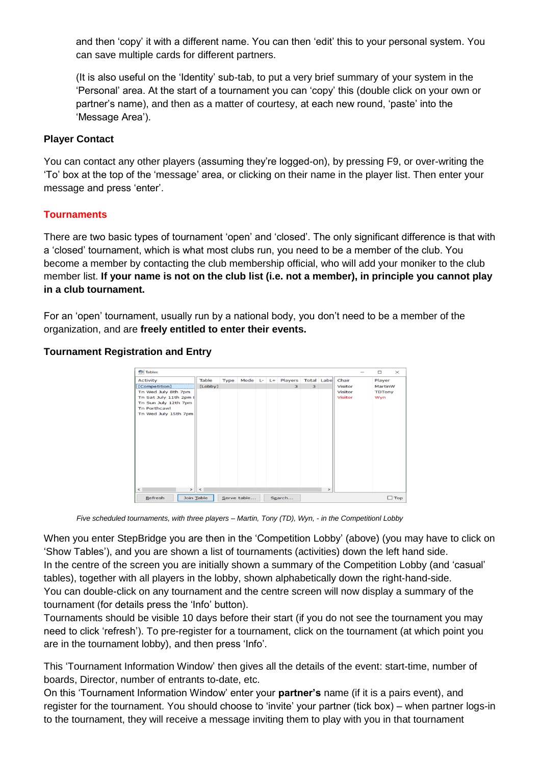and then ‘copy’ it with a different name. You can then ‘edit’ this to your personal system. You can save multiple cards for different partners.

(It is also useful on the ‘Identity’ sub-tab, to put a very brief summary of your system in the ‘Personal’ area. At the start of a tournament you can ‘copy’ this (double click on your own or partner’s name), and then as a matter of courtesy, at each new round, ‘paste’ into the ‘Message Area’).

**Player Contact**

You can contact any other players (assuming they’re logged-on), by pressing F9, or over-writing the ‘To’ box at the top of the ‘message’ area, or clicking on their name in the player list. Then enter your message and press ‘enter’.

## Tournaments

There are two basic types of tournament ‘open’ and ‘closed’. The only significant difference is that with a ‘closed’ tournament, which is what most clubs run, you need to be a member of the club. You become a member by contacting the club membership official, who will add your moniker to the club member list. **If your name is not on the club list (i.e. not a member), in principle you cannot play in a club tournament.**

For an ‘open’ tournament, usually run by a national body, you don’t need to be a member of the organization, and are **freely entitled to enter their events.**

**Tournament Registration and Entry**

*Five scheduled tournaments, with three players – Martin, Tony (TD), Wyn, - in the Competitionl Lobby*

When you enter StepBridge you are then in the ‘Competition Lobby’ (above) (you may have to click on ‘Show Tables’), and you are shown a list of tournaments (activities) down the left hand side.
In the centre of the screen you are initially shown a summary of the Competition Lobby (and ‘casual’ tables), together with all players in the lobby, shown alphabetically down the right-hand-side.
You can double-click on any tournament and the centre screen will now display a summary of the tournament (for details press the ‘Info’ button).
Tournaments should be visible 10 days before their start (if you do not see the tournament you may need to click ‘refresh’). To pre-register for a tournament, click on the tournament (at which point you are in the tournament lobby), and then press ‘Info’.

This ‘Tournament Information Window’ then gives all the details of the event: start-time, number of boards, Director, number of entrants to-date, etc.
On this ‘Tournament Information Window’ enter your **partner’s** name (if it is a pairs event), and register for the tournament. You should choose to ‘invite’ your partner (tick box) – when partner logs-in to the tournament, they will receive a message inviting them to play with you in that tournament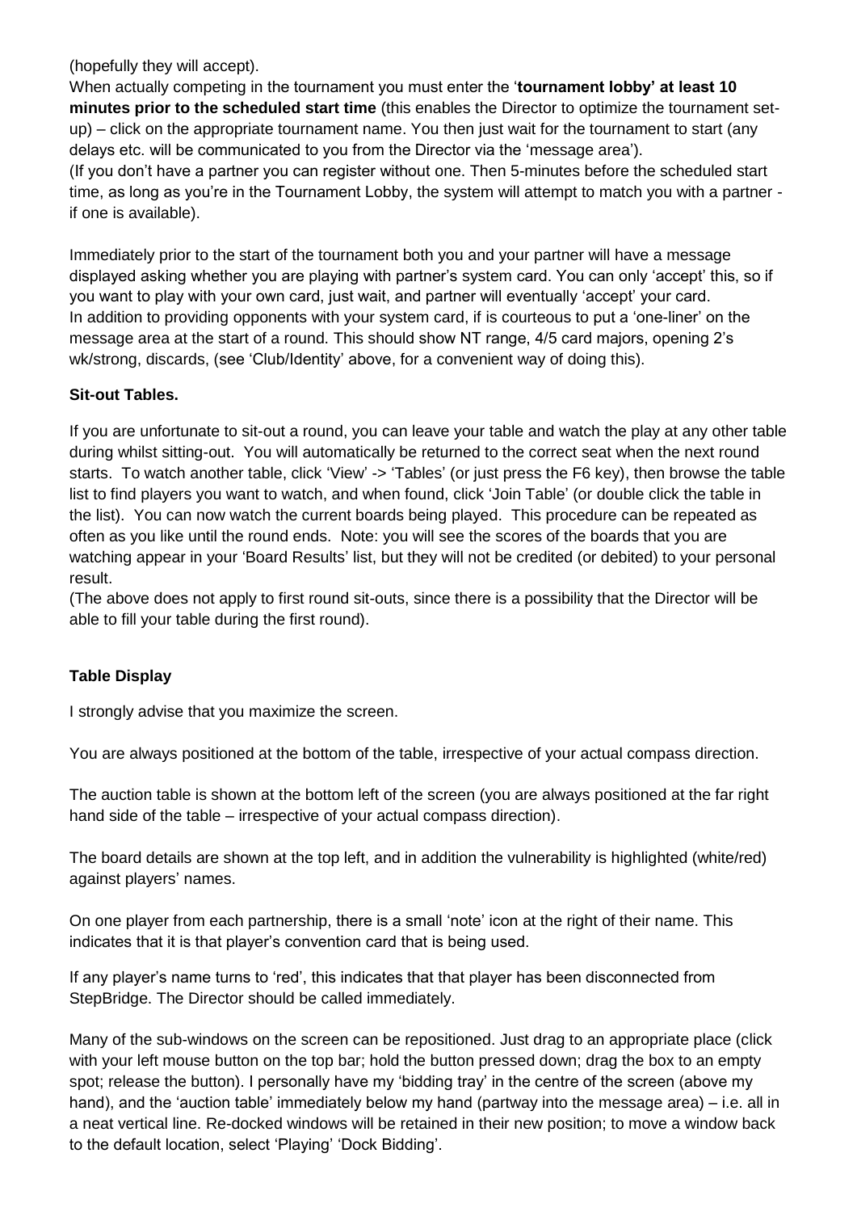(hopefully they will accept).

When actually competing in the tournament you must enter the '**tournament lobby' at least 10 minutes prior to the scheduled start time** (this enables the Director to optimize the tournament set-up) – click on the appropriate tournament name. You then just wait for the tournament to start (any delays etc. will be communicated to you from the Director via the 'message area').

(If you don't have a partner you can register without one. Then 5-minutes before the scheduled start time, as long as you're in the Tournament Lobby, the system will attempt to match you with a partner - if one is available).

Immediately prior to the start of the tournament both you and your partner will have a message displayed asking whether you are playing with partner's system card. You can only 'accept' this, so if you want to play with your own card, just wait, and partner will eventually 'accept' your card.

In addition to providing opponents with your system card, if is courteous to put a 'one-liner' on the message area at the start of a round. This should show NT range, 4/5 card majors, opening 2's wk/strong, discards, (see 'Club/Identity' above, for a convenient way of doing this).

**Sit-out Tables.**

If you are unfortunate to sit-out a round, you can leave your table and watch the play at any other table during whilst sitting-out. You will automatically be returned to the correct seat when the next round starts. To watch another table, click 'View' -> 'Tables' (or just press the F6 key), then browse the table list to find players you want to watch, and when found, click 'Join Table' (or double click the table in the list). You can now watch the current boards being played. This procedure can be repeated as often as you like until the round ends. Note: you will see the scores of the boards that you are watching appear in your 'Board Results' list, but they will not be credited (or debited) to your personal result.

(The above does not apply to first round sit-outs, since there is a possibility that the Director will be able to fill your table during the first round).

**Table Display**

I strongly advise that you maximize the screen.

You are always positioned at the bottom of the table, irrespective of your actual compass direction.

The auction table is shown at the bottom left of the screen (you are always positioned at the far right hand side of the table – irrespective of your actual compass direction).

The board details are shown at the top left, and in addition the vulnerability is highlighted (white/red) against players' names.

On one player from each partnership, there is a small 'note' icon at the right of their name. This indicates that it is that player's convention card that is being used.

If any player's name turns to 'red', this indicates that that player has been disconnected from StepBridge. The Director should be called immediately.

Many of the sub-windows on the screen can be repositioned. Just drag to an appropriate place (click with your left mouse button on the top bar; hold the button pressed down; drag the box to an empty spot; release the button). I personally have my 'bidding tray' in the centre of the screen (above my hand), and the 'auction table' immediately below my hand (partway into the message area) – i.e. all in a neat vertical line. Re-docked windows will be retained in their new position; to move a window back to the default location, select 'Playing' 'Dock Bidding'.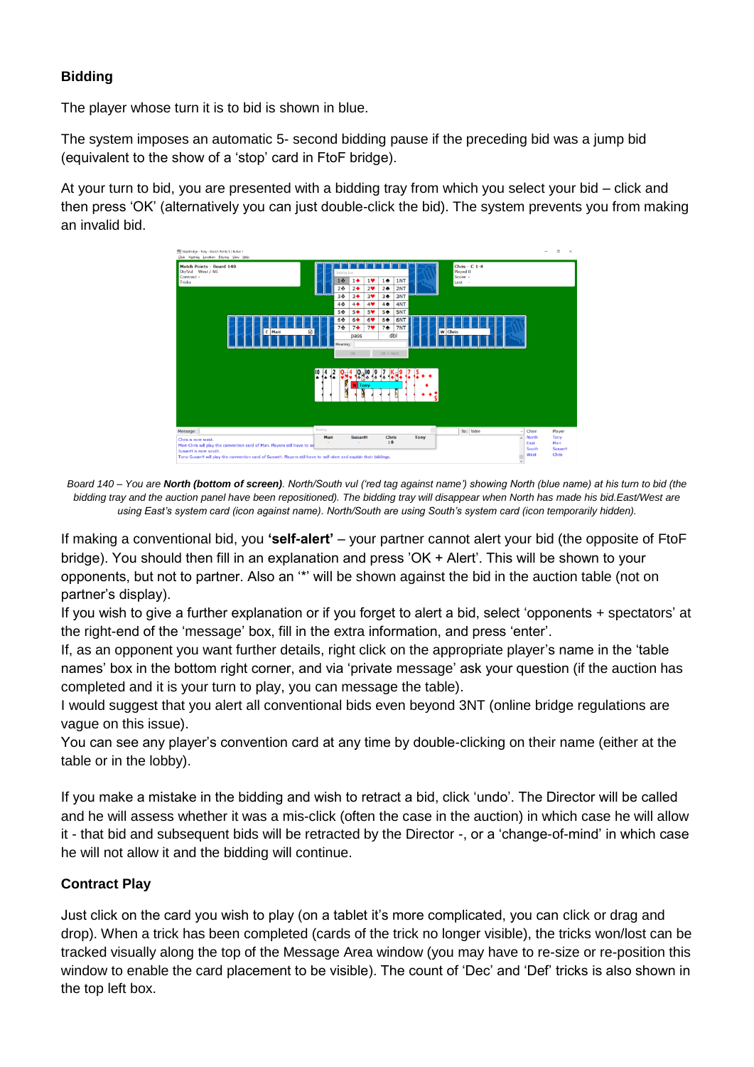### Bidding

The player whose turn it is to bid is shown in blue.

The system imposes an automatic 5- second bidding pause if the preceding bid was a jump bid (equivalent to the show of a ‘stop’ card in FtoF bridge).

At your turn to bid, you are presented with a bidding tray from which you select your bid – click and then press ‘OK’ (alternatively you can just double-click the bid). The system prevents you from making an invalid bid.

*Board 140 – You are **North (bottom of screen)**. North/South vul (‘red tag against name’) showing North (blue name) at his turn to bid (the bidding tray and the auction panel have been repositioned). The bidding tray will disappear when North has made his bid.East/West are using East’s system card (icon against name). North/South are using South’s system card (icon temporarily hidden).*

If making a conventional bid, you **‘self-alert’** – your partner cannot alert your bid (the opposite of FtoF bridge). You should then fill in an explanation and press ’OK + Alert’. This will be shown to your opponents, but not to partner. Also an ‘*’ will be shown against the bid in the auction table (not on partner’s display).

If you wish to give a further explanation or if you forget to alert a bid, select ‘opponents + spectators’ at the right-end of the ‘message’ box, fill in the extra information, and press ‘enter’.

If, as an opponent you want further details, right click on the appropriate player’s name in the ‘table names’ box in the bottom right corner, and via ‘private message’ ask your question (if the auction has completed and it is your turn to play, you can message the table).

I would suggest that you alert all conventional bids even beyond 3NT (online bridge regulations are vague on this issue).

You can see any player’s convention card at any time by double-clicking on their name (either at the table or in the lobby).

If you make a mistake in the bidding and wish to retract a bid, click ‘undo’. The Director will be called and he will assess whether it was a mis-click (often the case in the auction) in which case he will allow it - that bid and subsequent bids will be retracted by the Director -, or a ‘change-of-mind’ in which case he will not allow it and the bidding will continue.

### Contract Play

Just click on the card you wish to play (on a tablet it’s more complicated, you can click or drag and drop). When a trick has been completed (cards of the trick no longer visible), the tricks won/lost can be tracked visually along the top of the Message Area window (you may have to re-size or re-position this window to enable the card placement to be visible). The count of ‘Dec’ and ‘Def’ tricks is also shown in the top left box.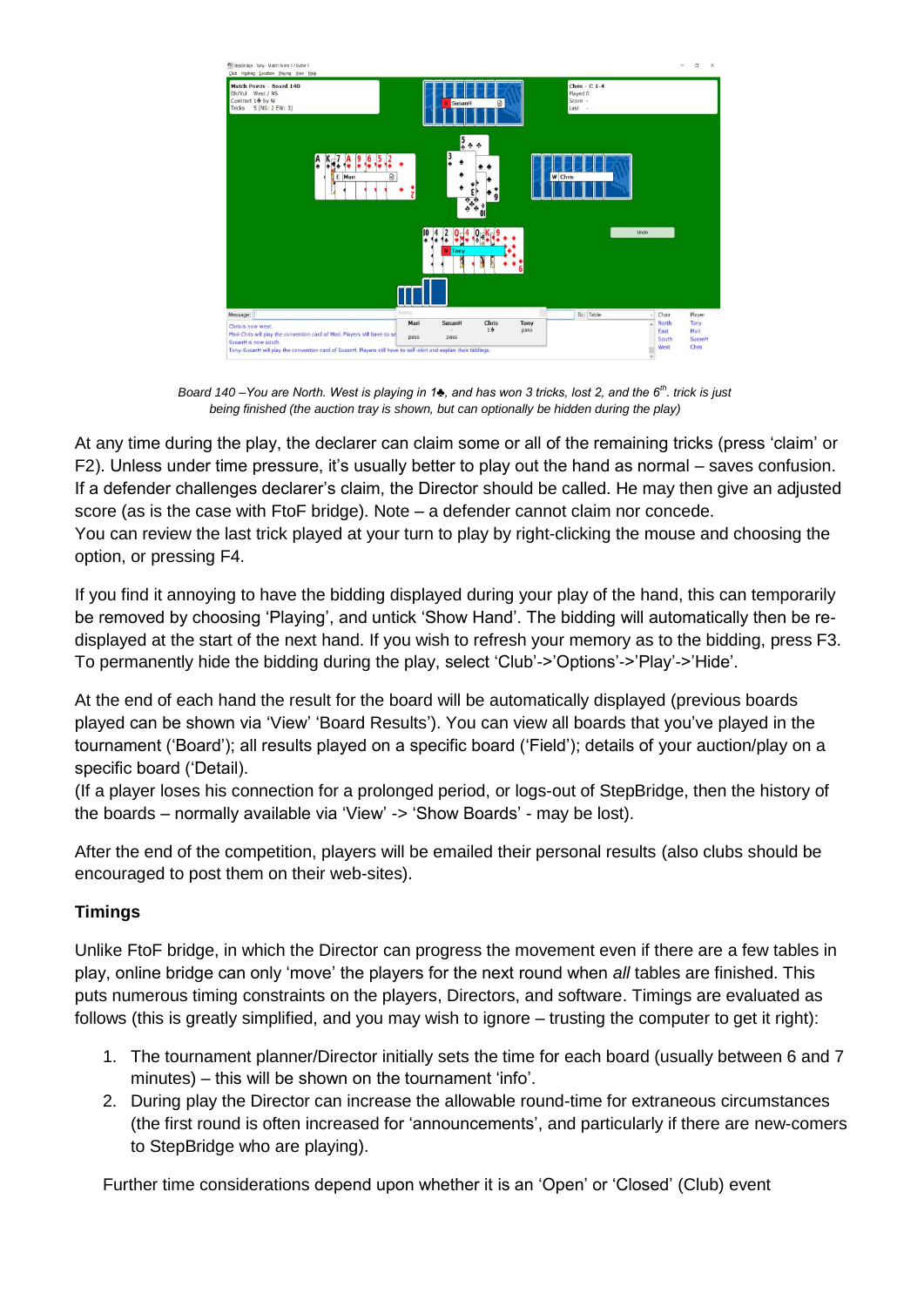*Board 140 –You are North. West is playing in 1♣, and has won 3 tricks, lost 2, and the 6th. trick is just being finished (the auction tray is shown, but can optionally be hidden during the play)*

At any time during the play, the declarer can claim some or all of the remaining tricks (press 'claim' or F2). Unless under time pressure, it's usually better to play out the hand as normal – saves confusion. If a defender challenges declarer's claim, the Director should be called. He may then give an adjusted score (as is the case with FtoF bridge). Note – a defender cannot claim nor concede.
You can review the last trick played at your turn to play by right-clicking the mouse and choosing the option, or pressing F4.

If you find it annoying to have the bidding displayed during your play of the hand, this can temporarily be removed by choosing 'Playing', and untick 'Show Hand'. The bidding will automatically then be re-displayed at the start of the next hand. If you wish to refresh your memory as to the bidding, press F3. To permanently hide the bidding during the play, select 'Club'->'Options'->'Play'->'Hide'.

At the end of each hand the result for the board will be automatically displayed (previous boards played can be shown via 'View' 'Board Results'). You can view all boards that you've played in the tournament ('Board'); all results played on a specific board ('Field'); details of your auction/play on a specific board ('Detail').
(If a player loses his connection for a prolonged period, or logs-out of StepBridge, then the history of the boards – normally available via 'View' -> 'Show Boards' - may be lost).

After the end of the competition, players will be emailed their personal results (also clubs should be encouraged to post them on their web-sites).

**Timings**

Unlike FtoF bridge, in which the Director can progress the movement even if there are a few tables in play, online bridge can only 'move' the players for the next round when *all* tables are finished. This puts numerous timing constraints on the players, Directors, and software. Timings are evaluated as follows (this is greatly simplified, and you may wish to ignore – trusting the computer to get it right):

1. The tournament planner/Director initially sets the time for each board (usually between 6 and 7 minutes) – this will be shown on the tournament 'info'.
2. During play the Director can increase the allowable round-time for extraneous circumstances (the first round is often increased for 'announcements', and particularly if there are new-comers to StepBridge who are playing).

Further time considerations depend upon whether it is an 'Open' or 'Closed' (Club) event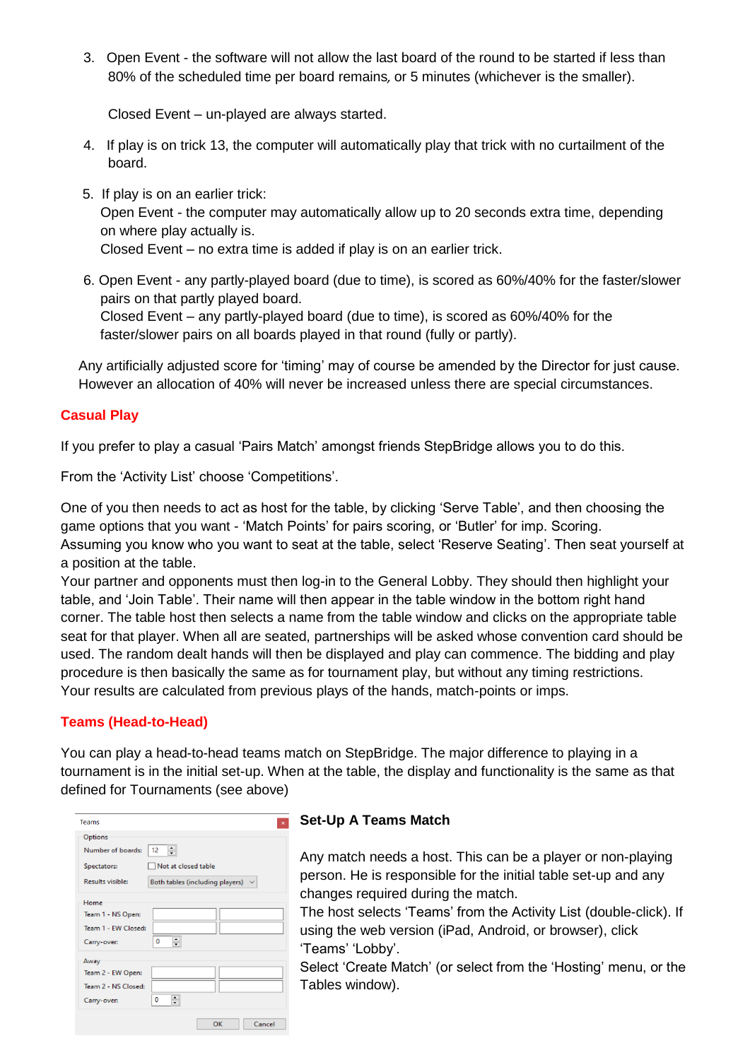3. Open Event - the software will not allow the last board of the round to be started if less than 80% of the scheduled time per board remains, or 5 minutes (whichever is the smaller).

   Closed Event – un-played are always started.

4. If play is on trick 13, the computer will automatically play that trick with no curtailment of the board.

5. If play is on an earlier trick:
   Open Event - the computer may automatically allow up to 20 seconds extra time, depending on where play actually is.
   Closed Event – no extra time is added if play is on an earlier trick.

6. Open Event - any partly-played board (due to time), is scored as 60%/40% for the faster/slower pairs on that partly played board.
   Closed Event – any partly-played board (due to time), is scored as 60%/40% for the faster/slower pairs on all boards played in that round (fully or partly).

Any artificially adjusted score for 'timing' may of course be amended by the Director for just cause. However an allocation of 40% will never be increased unless there are special circumstances.

## Casual Play

If you prefer to play a casual 'Pairs Match' amongst friends StepBridge allows you to do this.

From the 'Activity List' choose 'Competitions'.

One of you then needs to act as host for the table, by clicking 'Serve Table', and then choosing the game options that you want - 'Match Points' for pairs scoring, or 'Butler' for imp. Scoring.
Assuming you know who you want to seat at the table, select 'Reserve Seating'. Then seat yourself at a position at the table.
Your partner and opponents must then log-in to the General Lobby. They should then highlight your table, and 'Join Table'. Their name will then appear in the table window in the bottom right hand corner. The table host then selects a name from the table window and clicks on the appropriate table seat for that player. When all are seated, partnerships will be asked whose convention card should be used. The random dealt hands will then be displayed and play can commence. The bidding and play procedure is then basically the same as for tournament play, but without any timing restrictions.
Your results are calculated from previous plays of the hands, match-points or imps.

## Teams (Head-to-Head)

You can play a head-to-head teams match on StepBridge. The major difference to playing in a tournament is in the initial set-up. When at the table, the display and functionality is the same as that defined for Tournaments (see above)

### Set-Up A Teams Match

Any match needs a host. This can be a player or non-playing person. He is responsible for the initial table set-up and any changes required during the match.
The host selects 'Teams' from the Activity List (double-click). If using the web version (iPad, Android, or browser), click 'Teams' 'Lobby'.
Select 'Create Match' (or select from the 'Hosting' menu, or the Tables window).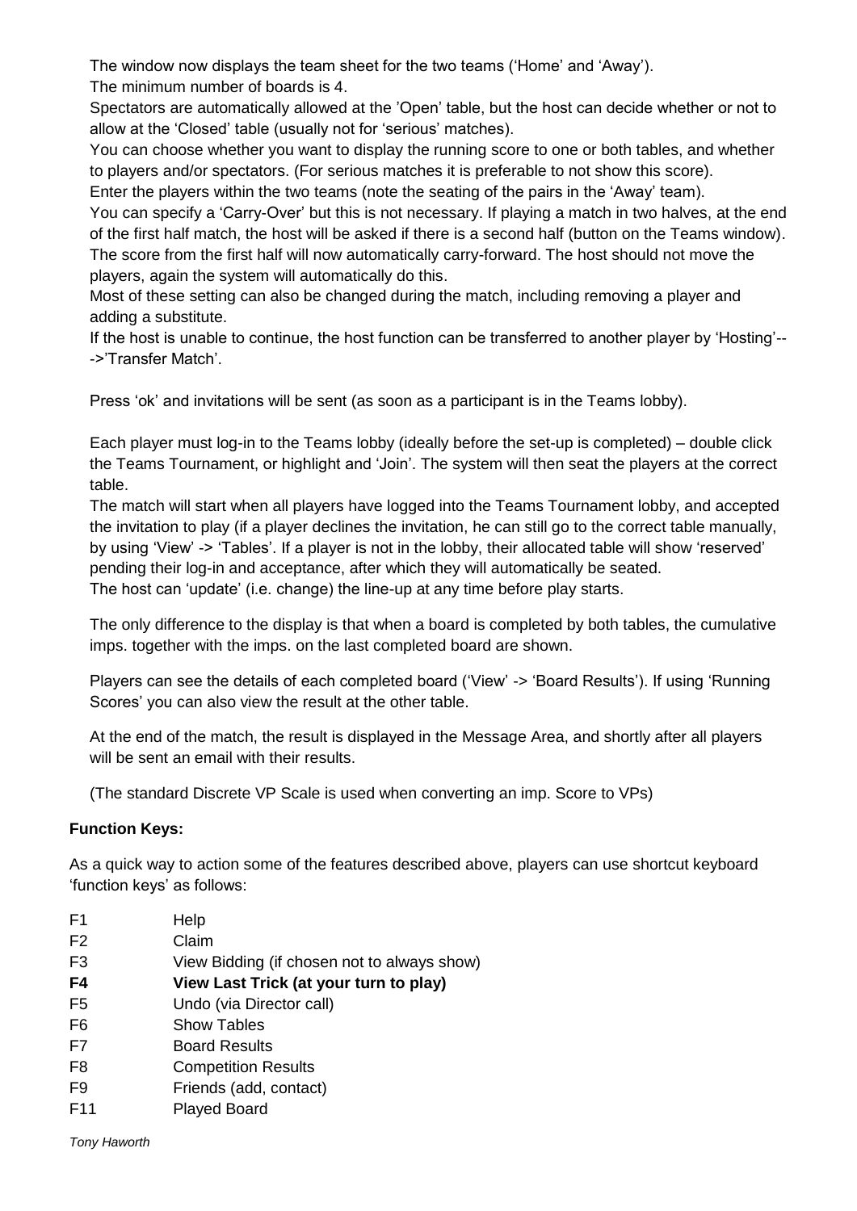The window now displays the team sheet for the two teams ('Home' and 'Away').
The minimum number of boards is 4.
Spectators are automatically allowed at the 'Open' table, but the host can decide whether or not to allow at the 'Closed' table (usually not for 'serious' matches).
You can choose whether you want to display the running score to one or both tables, and whether to players and/or spectators. (For serious matches it is preferable to not show this score).
Enter the players within the two teams (note the seating of the pairs in the 'Away' team).
You can specify a 'Carry-Over' but this is not necessary. If playing a match in two halves, at the end of the first half match, the host will be asked if there is a second half (button on the Teams window). The score from the first half will now automatically carry-forward. The host should not move the players, again the system will automatically do this.
Most of these setting can also be changed during the match, including removing a player and adding a substitute.
If the host is unable to continue, the host function can be transferred to another player by 'Hosting'---->'Transfer Match'.

Press 'ok' and invitations will be sent (as soon as a participant is in the Teams lobby).

Each player must log-in to the Teams lobby (ideally before the set-up is completed) – double click the Teams Tournament, or highlight and 'Join'. The system will then seat the players at the correct table.
The match will start when all players have logged into the Teams Tournament lobby, and accepted the invitation to play (if a player declines the invitation, he can still go to the correct table manually, by using 'View' -> 'Tables'. If a player is not in the lobby, their allocated table will show 'reserved' pending their log-in and acceptance, after which they will automatically be seated.
The host can 'update' (i.e. change) the line-up at any time before play starts.

The only difference to the display is that when a board is completed by both tables, the cumulative imps. together with the imps. on the last completed board are shown.

Players can see the details of each completed board ('View' -> 'Board Results'). If using 'Running Scores' you can also view the result at the other table.

At the end of the match, the result is displayed in the Message Area, and shortly after all players will be sent an email with their results.

(The standard Discrete VP Scale is used when converting an imp. Score to VPs)

**Function Keys:**

As a quick way to action some of the features described above, players can use shortcut keyboard 'function keys' as follows:

| | |
|---|---|
| F1 | Help |
| F2 | Claim |
| F3 | View Bidding (if chosen not to always show) |
| **F4** | **View Last Trick (at your turn to play)** |
| F5 | Undo (via Director call) |
| F6 | Show Tables |
| F7 | Board Results |
| F8 | Competition Results |
| F9 | Friends (add, contact) |
| F11 | Played Board |

*Tony Haworth*